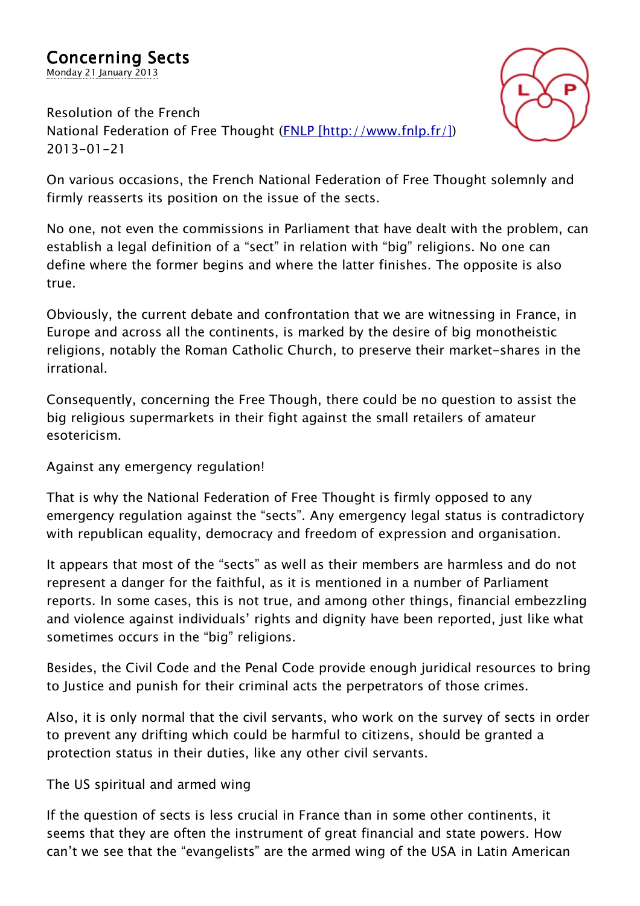# Concerning Sects

Monday 21 January 2013

Resolution of the French
National Federation of Free Thought (FNLP [http://www.fnlp.fr/])
2013-01-21

On various occasions, the French National Federation of Free Thought solemnly and firmly reasserts its position on the issue of the sects.

No one, not even the commissions in Parliament that have dealt with the problem, can establish a legal definition of a "sect" in relation with "big" religions. No one can define where the former begins and where the latter finishes. The opposite is also true.

Obviously, the current debate and confrontation that we are witnessing in France, in Europe and across all the continents, is marked by the desire of big monotheistic religions, notably the Roman Catholic Church, to preserve their market-shares in the irrational.

Consequently, concerning the Free Though, there could be no question to assist the big religious supermarkets in their fight against the small retailers of amateur esotericism.

Against any emergency regulation!

That is why the National Federation of Free Thought is firmly opposed to any emergency regulation against the "sects". Any emergency legal status is contradictory with republican equality, democracy and freedom of expression and organisation.

It appears that most of the "sects" as well as their members are harmless and do not represent a danger for the faithful, as it is mentioned in a number of Parliament reports. In some cases, this is not true, and among other things, financial embezzling and violence against individuals' rights and dignity have been reported, just like what sometimes occurs in the "big" religions.

Besides, the Civil Code and the Penal Code provide enough juridical resources to bring to Justice and punish for their criminal acts the perpetrators of those crimes.

Also, it is only normal that the civil servants, who work on the survey of sects in order to prevent any drifting which could be harmful to citizens, should be granted a protection status in their duties, like any other civil servants.

The US spiritual and armed wing

If the question of sects is less crucial in France than in some other continents, it seems that they are often the instrument of great financial and state powers. How can't we see that the "evangelists" are the armed wing of the USA in Latin American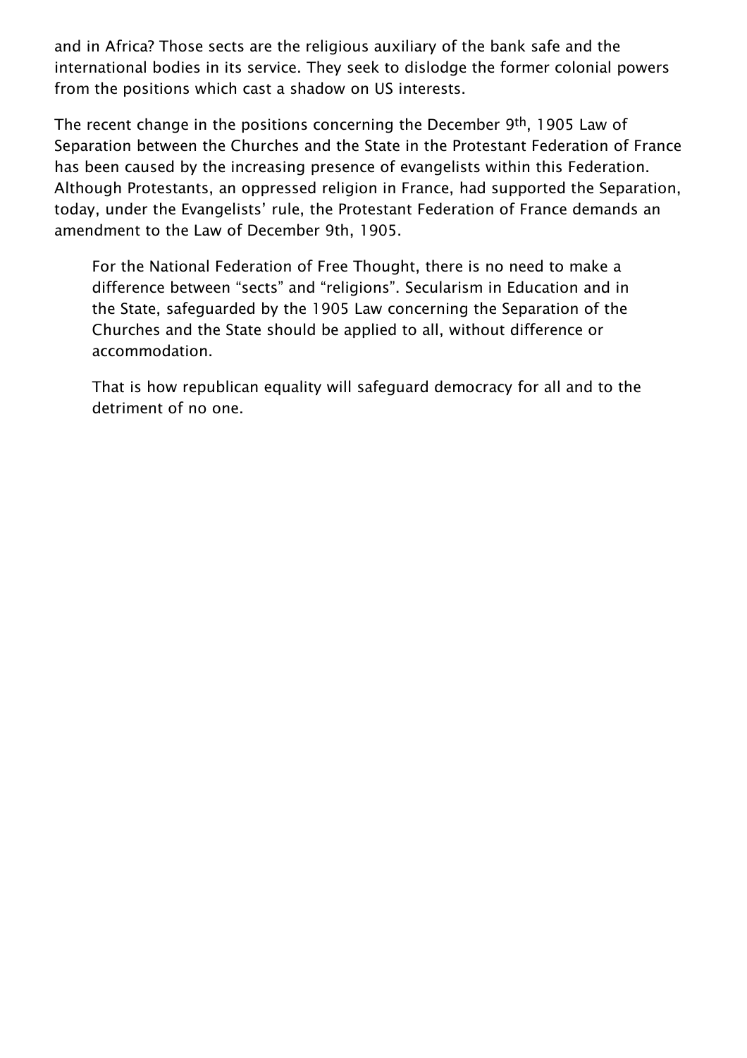and in Africa? Those sects are the religious auxiliary of the bank safe and the international bodies in its service. They seek to dislodge the former colonial powers from the positions which cast a shadow on US interests.

The recent change in the positions concerning the December 9th, 1905 Law of Separation between the Churches and the State in the Protestant Federation of France has been caused by the increasing presence of evangelists within this Federation. Although Protestants, an oppressed religion in France, had supported the Separation, today, under the Evangelists' rule, the Protestant Federation of France demands an amendment to the Law of December 9th, 1905.

> For the National Federation of Free Thought, there is no need to make a difference between "sects" and "religions". Secularism in Education and in the State, safeguarded by the 1905 Law concerning the Separation of the Churches and the State should be applied to all, without difference or accommodation.
>
> That is how republican equality will safeguard democracy for all and to the detriment of no one.